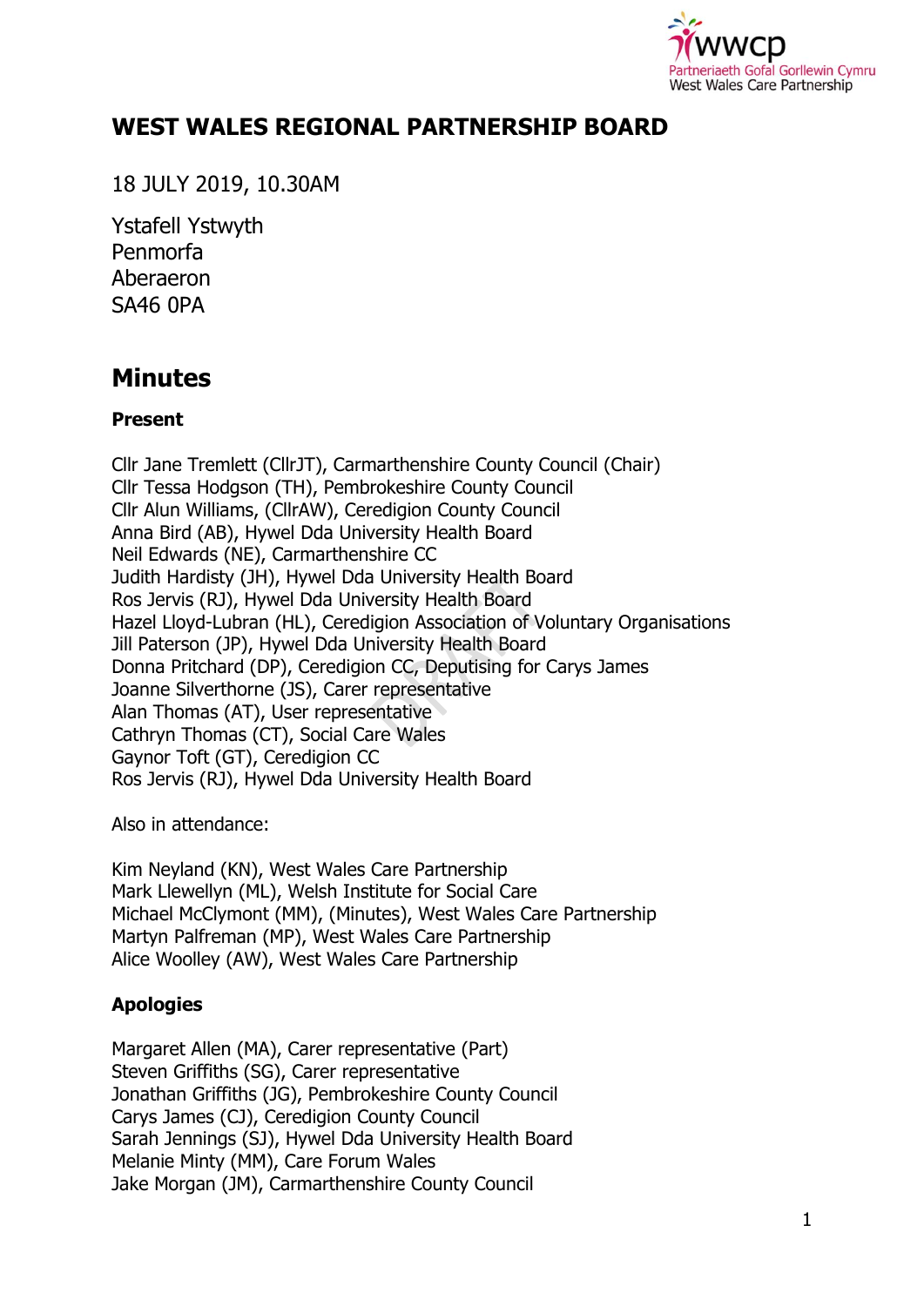# WEST WALES REGIONAL PARTNERSHIP BOARD

18 JULY 2019, 10.30AM

Ystafell Ystwyth
Penmorfa
Aberaeron
SA46 0PA

## Minutes

**Present**

Cllr Jane Tremlett (CllrJT), Carmarthenshire County Council (Chair)
Cllr Tessa Hodgson (TH), Pembrokeshire County Council
Cllr Alun Williams, (CllrAW), Ceredigion County Council
Anna Bird (AB), Hywel Dda University Health Board
Neil Edwards (NE), Carmarthenshire CC
Judith Hardisty (JH), Hywel Dda University Health Board
Ros Jervis (RJ), Hywel Dda University Health Board
Hazel Lloyd-Lubran (HL), Ceredigion Association of Voluntary Organisations
Jill Paterson (JP), Hywel Dda University Health Board
Donna Pritchard (DP), Ceredigion CC, Deputising for Carys James
Joanne Silverthorne (JS), Carer representative
Alan Thomas (AT), User representative
Cathryn Thomas (CT), Social Care Wales
Gaynor Toft (GT), Ceredigion CC
Ros Jervis (RJ), Hywel Dda University Health Board

Also in attendance:

Kim Neyland (KN), West Wales Care Partnership
Mark Llewellyn (ML), Welsh Institute for Social Care
Michael McClymont (MM), (Minutes), West Wales Care Partnership
Martyn Palfreman (MP), West Wales Care Partnership
Alice Woolley (AW), West Wales Care Partnership

**Apologies**

Margaret Allen (MA), Carer representative (Part)
Steven Griffiths (SG), Carer representative
Jonathan Griffiths (JG), Pembrokeshire County Council
Carys James (CJ), Ceredigion County Council
Sarah Jennings (SJ), Hywel Dda University Health Board
Melanie Minty (MM), Care Forum Wales
Jake Morgan (JM), Carmarthenshire County Council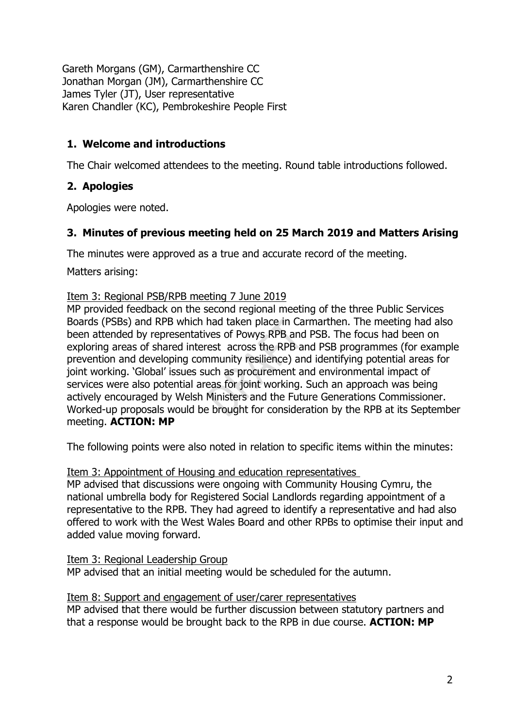Gareth Morgans (GM), Carmarthenshire CC
Jonathan Morgan (JM), Carmarthenshire CC
James Tyler (JT), User representative
Karen Chandler (KC), Pembrokeshire People First

## 1. Welcome and introductions

The Chair welcomed attendees to the meeting. Round table introductions followed.

## 2. Apologies

Apologies were noted.

## 3. Minutes of previous meeting held on 25 March 2019 and Matters Arising

The minutes were approved as a true and accurate record of the meeting.

Matters arising:

Item 3: Regional PSB/RPB meeting 7 June 2019

MP provided feedback on the second regional meeting of the three Public Services Boards (PSBs) and RPB which had taken place in Carmarthen. The meeting had also been attended by representatives of Powys RPB and PSB. The focus had been on exploring areas of shared interest across the RPB and PSB programmes (for example prevention and developing community resilience) and identifying potential areas for joint working. 'Global' issues such as procurement and environmental impact of services were also potential areas for joint working. Such an approach was being actively encouraged by Welsh Ministers and the Future Generations Commissioner. Worked-up proposals would be brought for consideration by the RPB at its September meeting. **ACTION: MP**

The following points were also noted in relation to specific items within the minutes:

Item 3: Appointment of Housing and education representatives

MP advised that discussions were ongoing with Community Housing Cymru, the national umbrella body for Registered Social Landlords regarding appointment of a representative to the RPB. They had agreed to identify a representative and had also offered to work with the West Wales Board and other RPBs to optimise their input and added value moving forward.

Item 3: Regional Leadership Group

MP advised that an initial meeting would be scheduled for the autumn.

Item 8: Support and engagement of user/carer representatives

MP advised that there would be further discussion between statutory partners and that a response would be brought back to the RPB in due course. **ACTION: MP**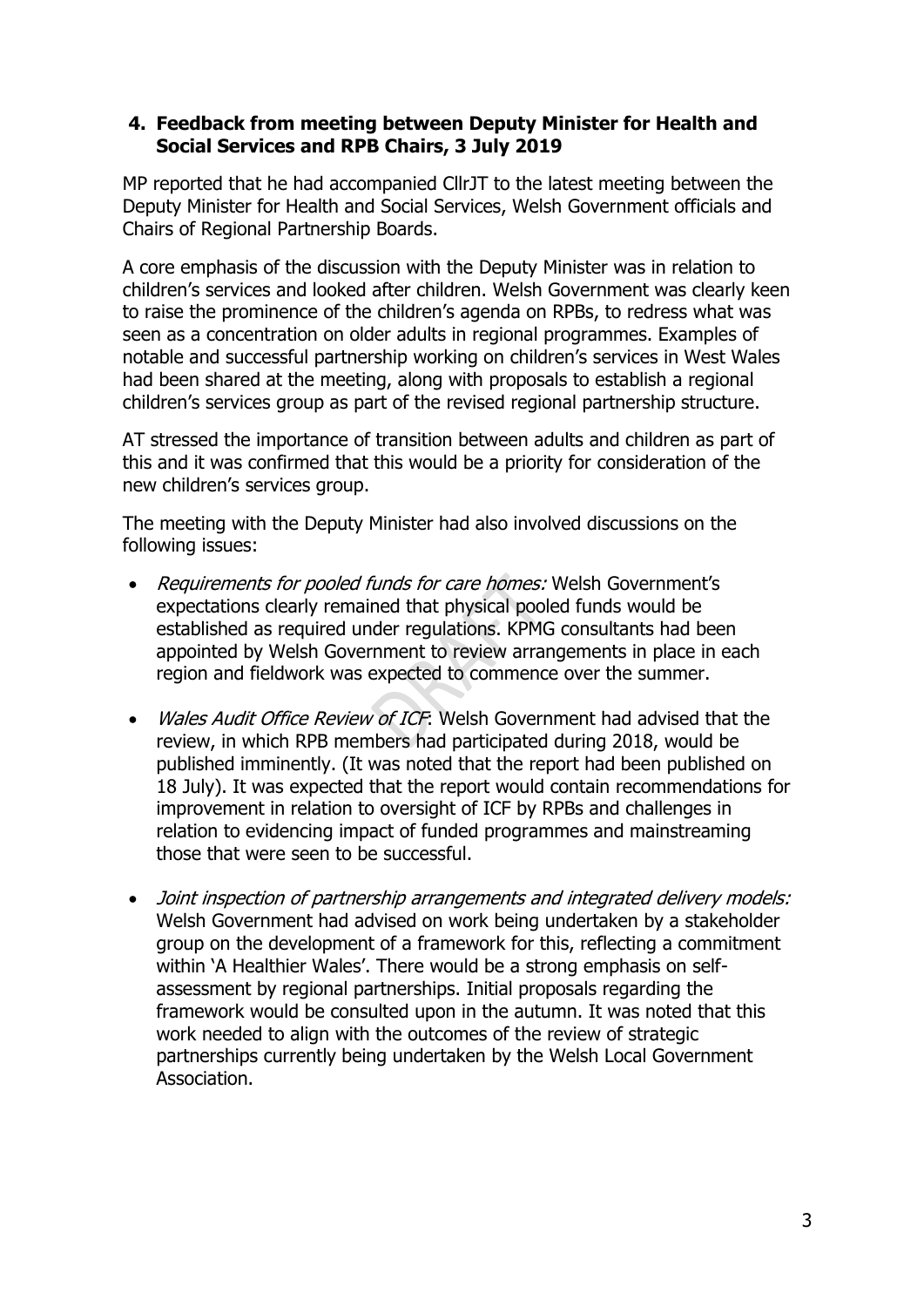## 4. Feedback from meeting between Deputy Minister for Health and Social Services and RPB Chairs, 3 July 2019

MP reported that he had accompanied CllrJT to the latest meeting between the Deputy Minister for Health and Social Services, Welsh Government officials and Chairs of Regional Partnership Boards.

A core emphasis of the discussion with the Deputy Minister was in relation to children's services and looked after children. Welsh Government was clearly keen to raise the prominence of the children's agenda on RPBs, to redress what was seen as a concentration on older adults in regional programmes. Examples of notable and successful partnership working on children's services in West Wales had been shared at the meeting, along with proposals to establish a regional children's services group as part of the revised regional partnership structure.

AT stressed the importance of transition between adults and children as part of this and it was confirmed that this would be a priority for consideration of the new children's services group.

The meeting with the Deputy Minister had also involved discussions on the following issues:

- *Requirements for pooled funds for care homes:* Welsh Government's expectations clearly remained that physical pooled funds would be established as required under regulations. KPMG consultants had been appointed by Welsh Government to review arrangements in place in each region and fieldwork was expected to commence over the summer.

- *Wales Audit Office Review of ICF*: Welsh Government had advised that the review, in which RPB members had participated during 2018, would be published imminently. (It was noted that the report had been published on 18 July). It was expected that the report would contain recommendations for improvement in relation to oversight of ICF by RPBs and challenges in relation to evidencing impact of funded programmes and mainstreaming those that were seen to be successful.

- *Joint inspection of partnership arrangements and integrated delivery models:* Welsh Government had advised on work being undertaken by a stakeholder group on the development of a framework for this, reflecting a commitment within 'A Healthier Wales'. There would be a strong emphasis on self-assessment by regional partnerships. Initial proposals regarding the framework would be consulted upon in the autumn. It was noted that this work needed to align with the outcomes of the review of strategic partnerships currently being undertaken by the Welsh Local Government Association.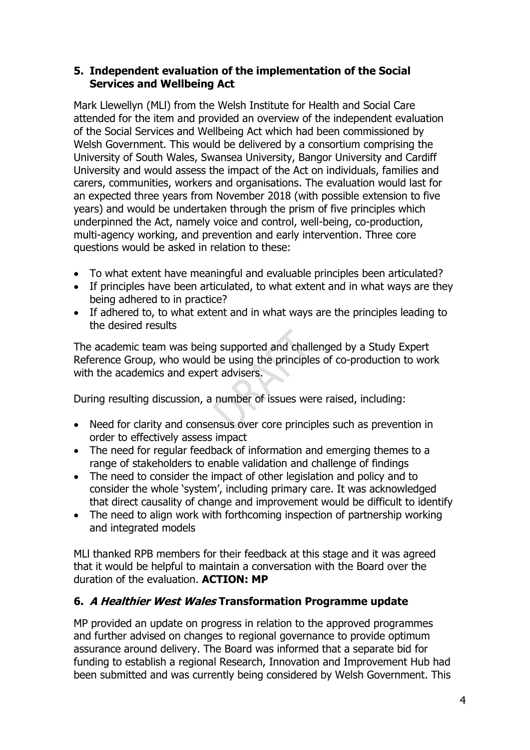## 5. Independent evaluation of the implementation of the Social Services and Wellbeing Act

Mark Llewellyn (MLl) from the Welsh Institute for Health and Social Care attended for the item and provided an overview of the independent evaluation of the Social Services and Wellbeing Act which had been commissioned by Welsh Government. This would be delivered by a consortium comprising the University of South Wales, Swansea University, Bangor University and Cardiff University and would assess the impact of the Act on individuals, families and carers, communities, workers and organisations. The evaluation would last for an expected three years from November 2018 (with possible extension to five years) and would be undertaken through the prism of five principles which underpinned the Act, namely voice and control, well-being, co-production, multi-agency working, and prevention and early intervention. Three core questions would be asked in relation to these:

- To what extent have meaningful and evaluable principles been articulated?
- If principles have been articulated, to what extent and in what ways are they being adhered to in practice?
- If adhered to, to what extent and in what ways are the principles leading to the desired results

The academic team was being supported and challenged by a Study Expert Reference Group, who would be using the principles of co-production to work with the academics and expert advisers.

During resulting discussion, a number of issues were raised, including:

- Need for clarity and consensus over core principles such as prevention in order to effectively assess impact
- The need for regular feedback of information and emerging themes to a range of stakeholders to enable validation and challenge of findings
- The need to consider the impact of other legislation and policy and to consider the whole 'system', including primary care. It was acknowledged that direct causality of change and improvement would be difficult to identify
- The need to align work with forthcoming inspection of partnership working and integrated models

MLl thanked RPB members for their feedback at this stage and it was agreed that it would be helpful to maintain a conversation with the Board over the duration of the evaluation. **ACTION: MP**

## 6. *A Healthier West Wales* Transformation Programme update

MP provided an update on progress in relation to the approved programmes and further advised on changes to regional governance to provide optimum assurance around delivery. The Board was informed that a separate bid for funding to establish a regional Research, Innovation and Improvement Hub had been submitted and was currently being considered by Welsh Government. This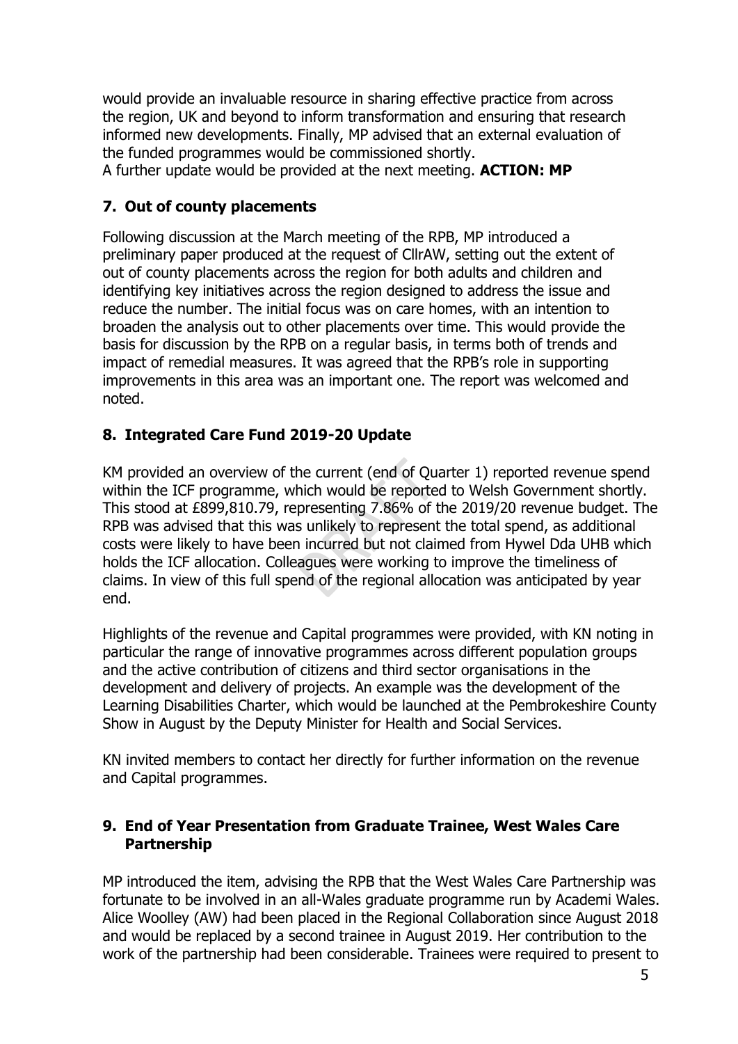would provide an invaluable resource in sharing effective practice from across the region, UK and beyond to inform transformation and ensuring that research informed new developments. Finally, MP advised that an external evaluation of the funded programmes would be commissioned shortly.
A further update would be provided at the next meeting. **ACTION: MP**

## 7. Out of county placements

Following discussion at the March meeting of the RPB, MP introduced a preliminary paper produced at the request of CllrAW, setting out the extent of out of county placements across the region for both adults and children and identifying key initiatives across the region designed to address the issue and reduce the number. The initial focus was on care homes, with an intention to broaden the analysis out to other placements over time. This would provide the basis for discussion by the RPB on a regular basis, in terms both of trends and impact of remedial measures. It was agreed that the RPB's role in supporting improvements in this area was an important one. The report was welcomed and noted.

## 8. Integrated Care Fund 2019-20 Update

KM provided an overview of the current (end of Quarter 1) reported revenue spend within the ICF programme, which would be reported to Welsh Government shortly. This stood at £899,810.79, representing 7.86% of the 2019/20 revenue budget. The RPB was advised that this was unlikely to represent the total spend, as additional costs were likely to have been incurred but not claimed from Hywel Dda UHB which holds the ICF allocation. Colleagues were working to improve the timeliness of claims. In view of this full spend of the regional allocation was anticipated by year end.

Highlights of the revenue and Capital programmes were provided, with KN noting in particular the range of innovative programmes across different population groups and the active contribution of citizens and third sector organisations in the development and delivery of projects. An example was the development of the Learning Disabilities Charter, which would be launched at the Pembrokeshire County Show in August by the Deputy Minister for Health and Social Services.

KN invited members to contact her directly for further information on the revenue and Capital programmes.

## 9. End of Year Presentation from Graduate Trainee, West Wales Care Partnership

MP introduced the item, advising the RPB that the West Wales Care Partnership was fortunate to be involved in an all-Wales graduate programme run by Academi Wales. Alice Woolley (AW) had been placed in the Regional Collaboration since August 2018 and would be replaced by a second trainee in August 2019. Her contribution to the work of the partnership had been considerable. Trainees were required to present to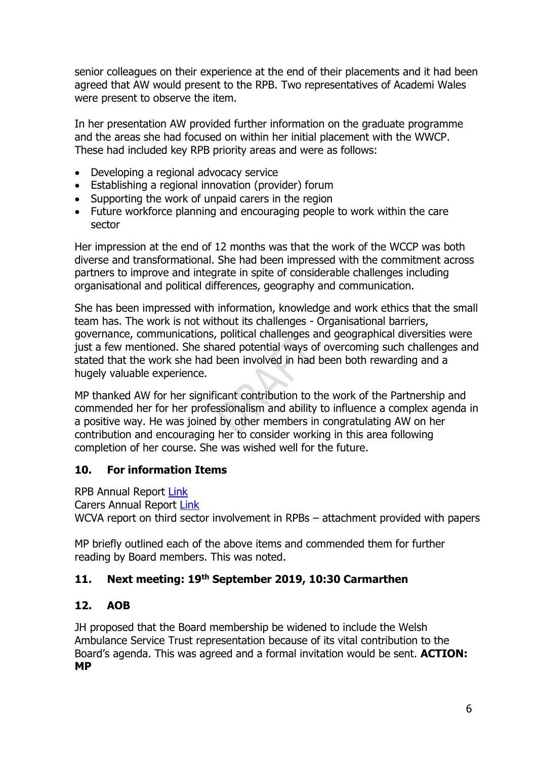senior colleagues on their experience at the end of their placements and it had been agreed that AW would present to the RPB. Two representatives of Academi Wales were present to observe the item.

In her presentation AW provided further information on the graduate programme and the areas she had focused on within her initial placement with the WWCP. These had included key RPB priority areas and were as follows:

- Developing a regional advocacy service
- Establishing a regional innovation (provider) forum
- Supporting the work of unpaid carers in the region
- Future workforce planning and encouraging people to work within the care sector

Her impression at the end of 12 months was that the work of the WCCP was both diverse and transformational. She had been impressed with the commitment across partners to improve and integrate in spite of considerable challenges including organisational and political differences, geography and communication.

She has been impressed with information, knowledge and work ethics that the small team has. The work is not without its challenges - Organisational barriers, governance, communications, political challenges and geographical diversities were just a few mentioned. She shared potential ways of overcoming such challenges and stated that the work she had been involved in had been both rewarding and a hugely valuable experience.

MP thanked AW for her significant contribution to the work of the Partnership and commended her for her professionalism and ability to influence a complex agenda in a positive way. He was joined by other members in congratulating AW on her contribution and encouraging her to consider working in this area following completion of her course. She was wished well for the future.

## 10. For information Items

RPB Annual Report Link
Carers Annual Report Link
WCVA report on third sector involvement in RPBs – attachment provided with papers

MP briefly outlined each of the above items and commended them for further reading by Board members. This was noted.

## 11. Next meeting: 19th September 2019, 10:30 Carmarthen

## 12. AOB

JH proposed that the Board membership be widened to include the Welsh Ambulance Service Trust representation because of its vital contribution to the Board's agenda. This was agreed and a formal invitation would be sent. **ACTION: MP**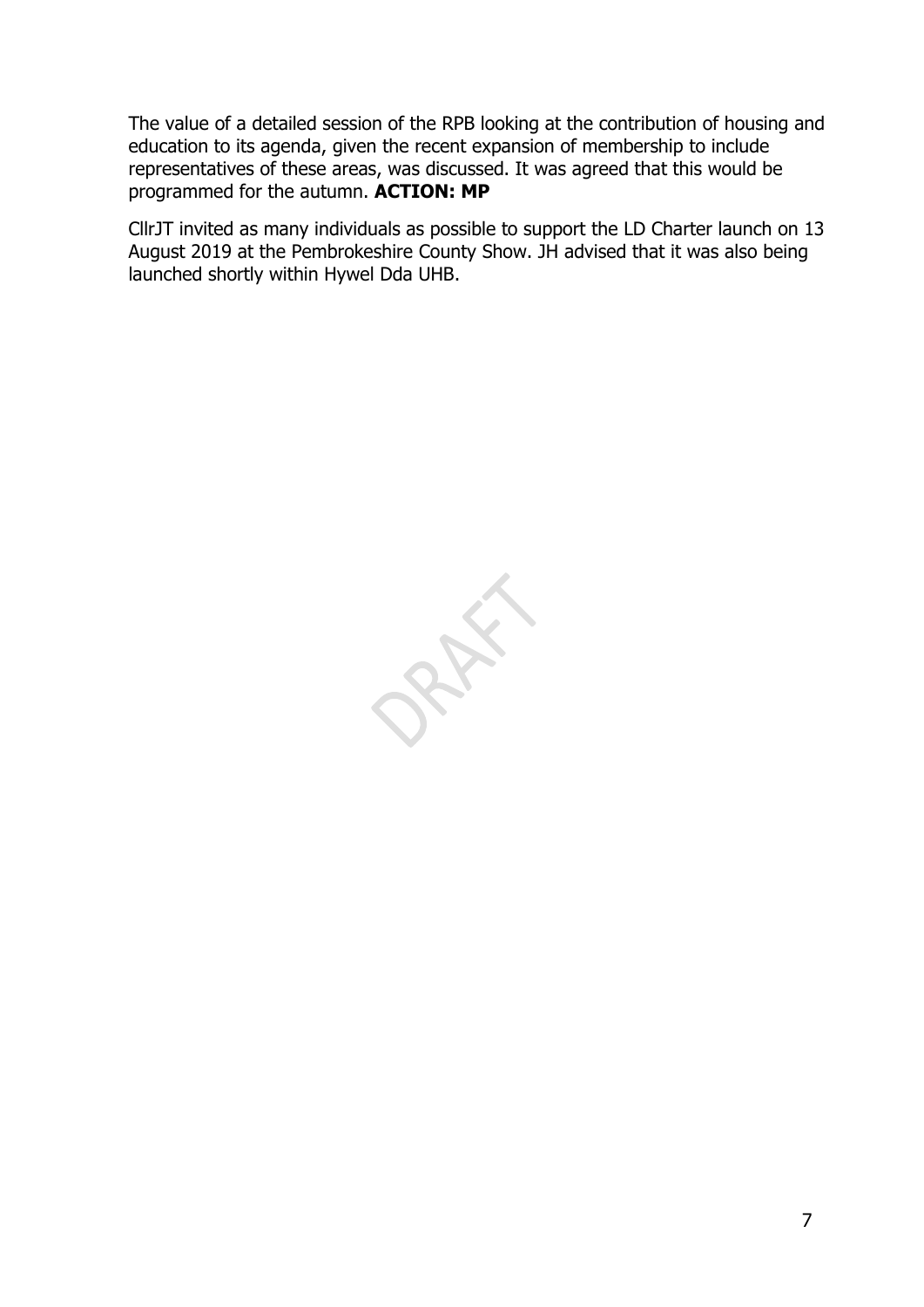The value of a detailed session of the RPB looking at the contribution of housing and education to its agenda, given the recent expansion of membership to include representatives of these areas, was discussed. It was agreed that this would be programmed for the autumn. **ACTION: MP**

CllrJT invited as many individuals as possible to support the LD Charter launch on 13 August 2019 at the Pembrokeshire County Show. JH advised that it was also being launched shortly within Hywel Dda UHB.

DRAFT